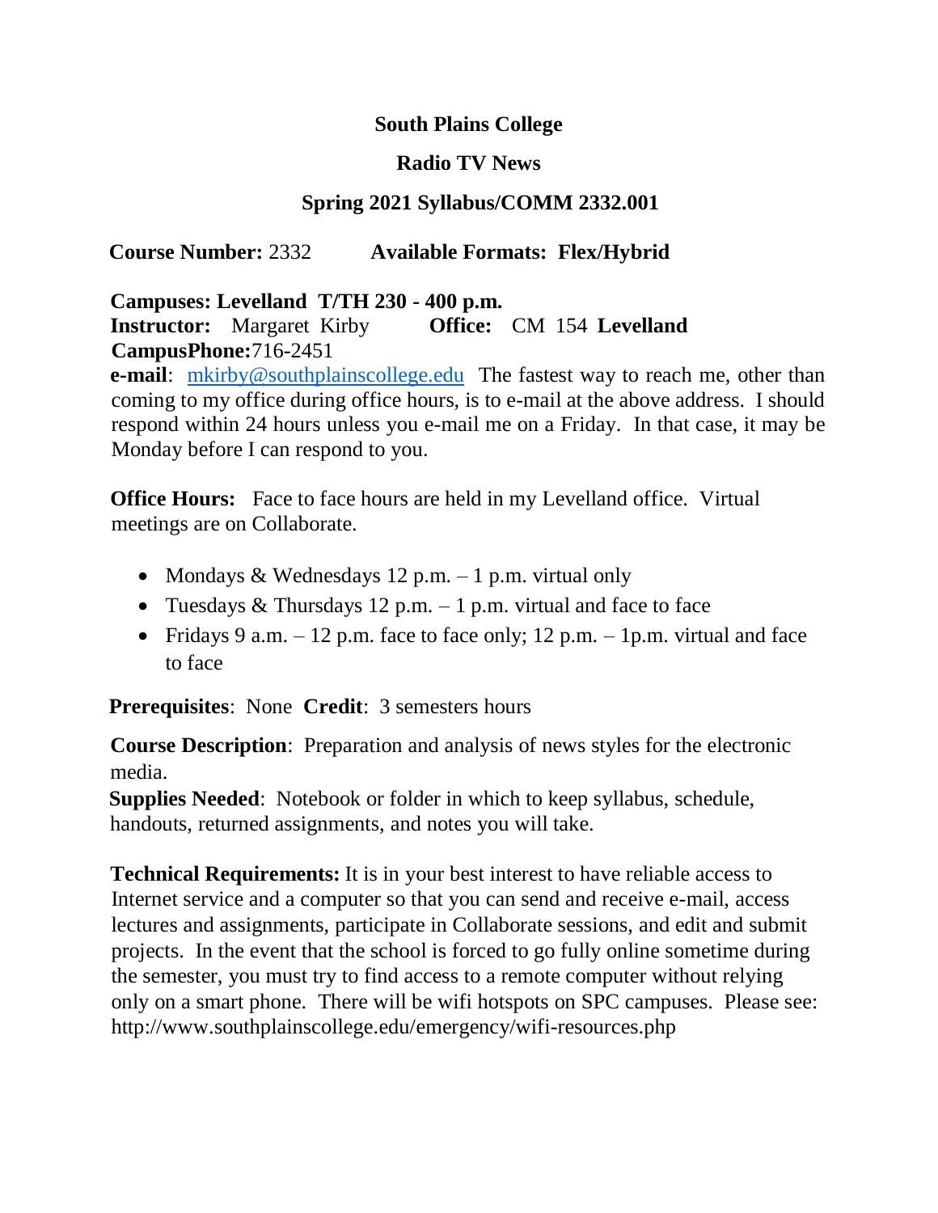**South Plains College**

**Radio TV News**

**Spring 2021 Syllabus/COMM 2332.001**

**Course Number:** 2332 **Available Formats: Flex/Hybrid**

**Campuses: Levelland T/TH 230 - 400 p.m.**
**Instructor:** Margaret Kirby **Office:** CM 154 **Levelland**
**CampusPhone:**716-2451
**e-mail**: mkirby@southplainscollege.edu The fastest way to reach me, other than coming to my office during office hours, is to e-mail at the above address. I should respond within 24 hours unless you e-mail me on a Friday. In that case, it may be Monday before I can respond to you.

**Office Hours:** Face to face hours are held in my Levelland office. Virtual meetings are on Collaborate.

- Mondays & Wednesdays 12 p.m. – 1 p.m. virtual only
- Tuesdays & Thursdays 12 p.m. – 1 p.m. virtual and face to face
- Fridays 9 a.m. – 12 p.m. face to face only; 12 p.m. – 1p.m. virtual and face to face

**Prerequisites**: None **Credit**: 3 semesters hours

**Course Description**: Preparation and analysis of news styles for the electronic media.
**Supplies Needed**: Notebook or folder in which to keep syllabus, schedule, handouts, returned assignments, and notes you will take.

**Technical Requirements:** It is in your best interest to have reliable access to Internet service and a computer so that you can send and receive e-mail, access lectures and assignments, participate in Collaborate sessions, and edit and submit projects. In the event that the school is forced to go fully online sometime during the semester, you must try to find access to a remote computer without relying only on a smart phone. There will be wifi hotspots on SPC campuses. Please see: http://www.southplainscollege.edu/emergency/wifi-resources.php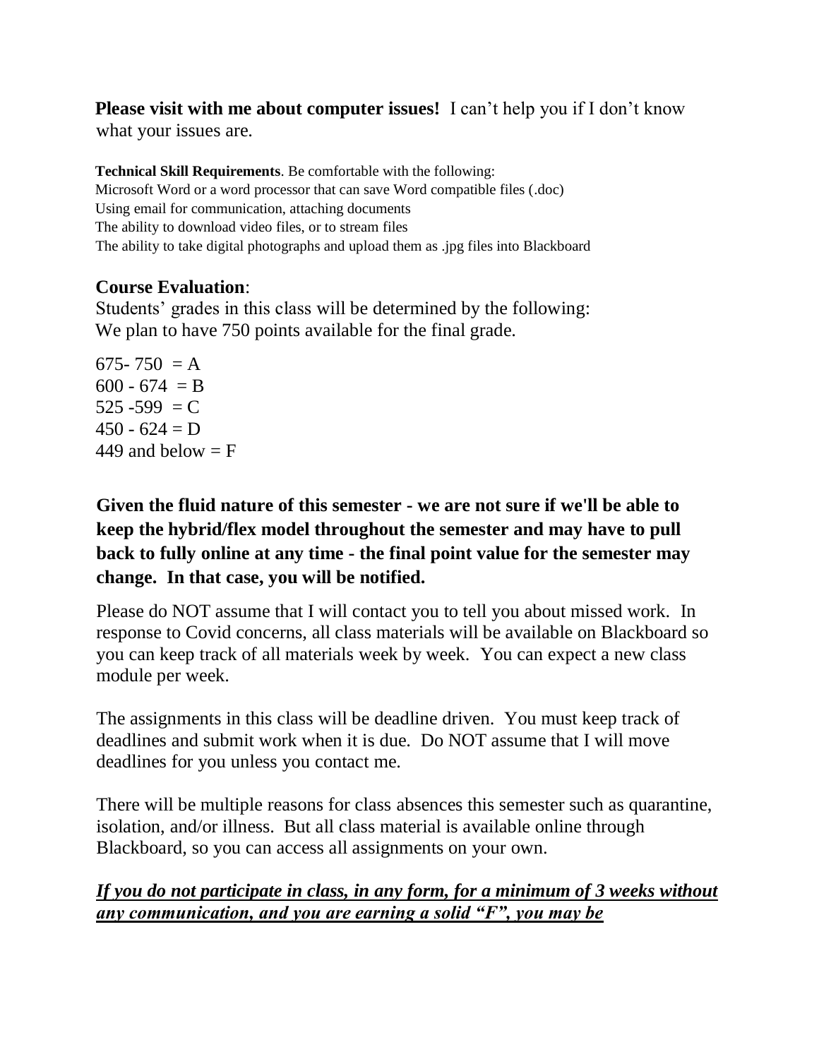**Please visit with me about computer issues!** I can't help you if I don't know what your issues are.

**Technical Skill Requirements**. Be comfortable with the following:
Microsoft Word or a word processor that can save Word compatible files (.doc)
Using email for communication, attaching documents
The ability to download video files, or to stream files
The ability to take digital photographs and upload them as .jpg files into Blackboard

**Course Evaluation**:
Students' grades in this class will be determined by the following:
We plan to have 750 points available for the final grade.

675- 750 = A
600 - 674 = B
525 -599 = C
450 - 624 = D
449 and below = F

**Given the fluid nature of this semester - we are not sure if we'll be able to keep the hybrid/flex model throughout the semester and may have to pull back to fully online at any time - the final point value for the semester may change. In that case, you will be notified.**

Please do NOT assume that I will contact you to tell you about missed work. In response to Covid concerns, all class materials will be available on Blackboard so you can keep track of all materials week by week. You can expect a new class module per week.

The assignments in this class will be deadline driven. You must keep track of deadlines and submit work when it is due. Do NOT assume that I will move deadlines for you unless you contact me.

There will be multiple reasons for class absences this semester such as quarantine, isolation, and/or illness. But all class material is available online through Blackboard, so you can access all assignments on your own.

***<u>If you do not participate in class, in any form, for a minimum of 3 weeks without any communication, and you are earning a solid "F", you may be</u>***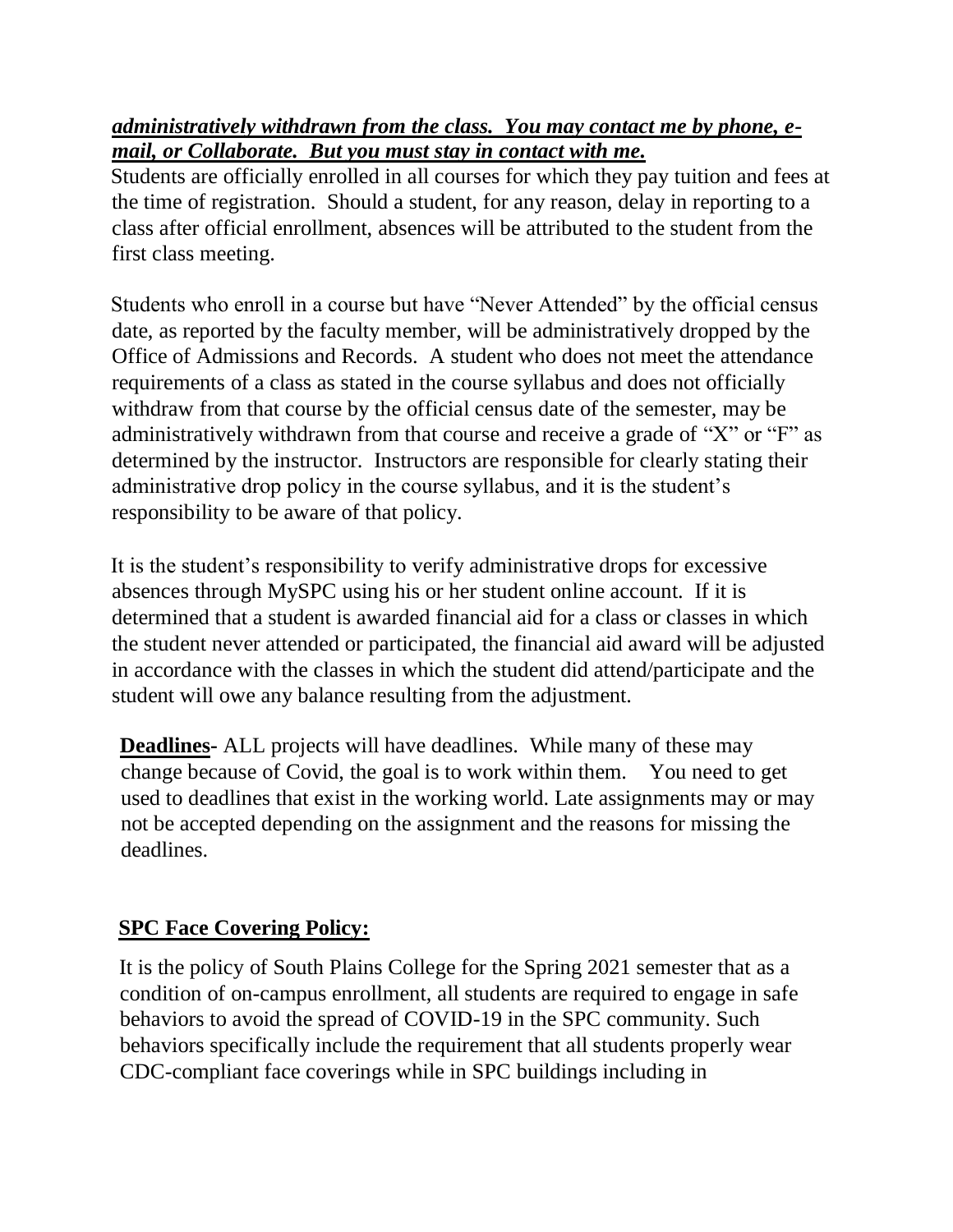***administratively withdrawn from the class. You may contact me by phone, e-mail, or Collaborate. But you must stay in contact with me.***

Students are officially enrolled in all courses for which they pay tuition and fees at the time of registration. Should a student, for any reason, delay in reporting to a class after official enrollment, absences will be attributed to the student from the first class meeting.

Students who enroll in a course but have "Never Attended" by the official census date, as reported by the faculty member, will be administratively dropped by the Office of Admissions and Records. A student who does not meet the attendance requirements of a class as stated in the course syllabus and does not officially withdraw from that course by the official census date of the semester, may be administratively withdrawn from that course and receive a grade of "X" or "F" as determined by the instructor. Instructors are responsible for clearly stating their administrative drop policy in the course syllabus, and it is the student's responsibility to be aware of that policy.

It is the student's responsibility to verify administrative drops for excessive absences through MySPC using his or her student online account. If it is determined that a student is awarded financial aid for a class or classes in which the student never attended or participated, the financial aid award will be adjusted in accordance with the classes in which the student did attend/participate and the student will owe any balance resulting from the adjustment.

**Deadlines**- ALL projects will have deadlines. While many of these may change because of Covid, the goal is to work within them. You need to get used to deadlines that exist in the working world. Late assignments may or may not be accepted depending on the assignment and the reasons for missing the deadlines.

**SPC Face Covering Policy:**

It is the policy of South Plains College for the Spring 2021 semester that as a condition of on-campus enrollment, all students are required to engage in safe behaviors to avoid the spread of COVID-19 in the SPC community. Such behaviors specifically include the requirement that all students properly wear CDC-compliant face coverings while in SPC buildings including in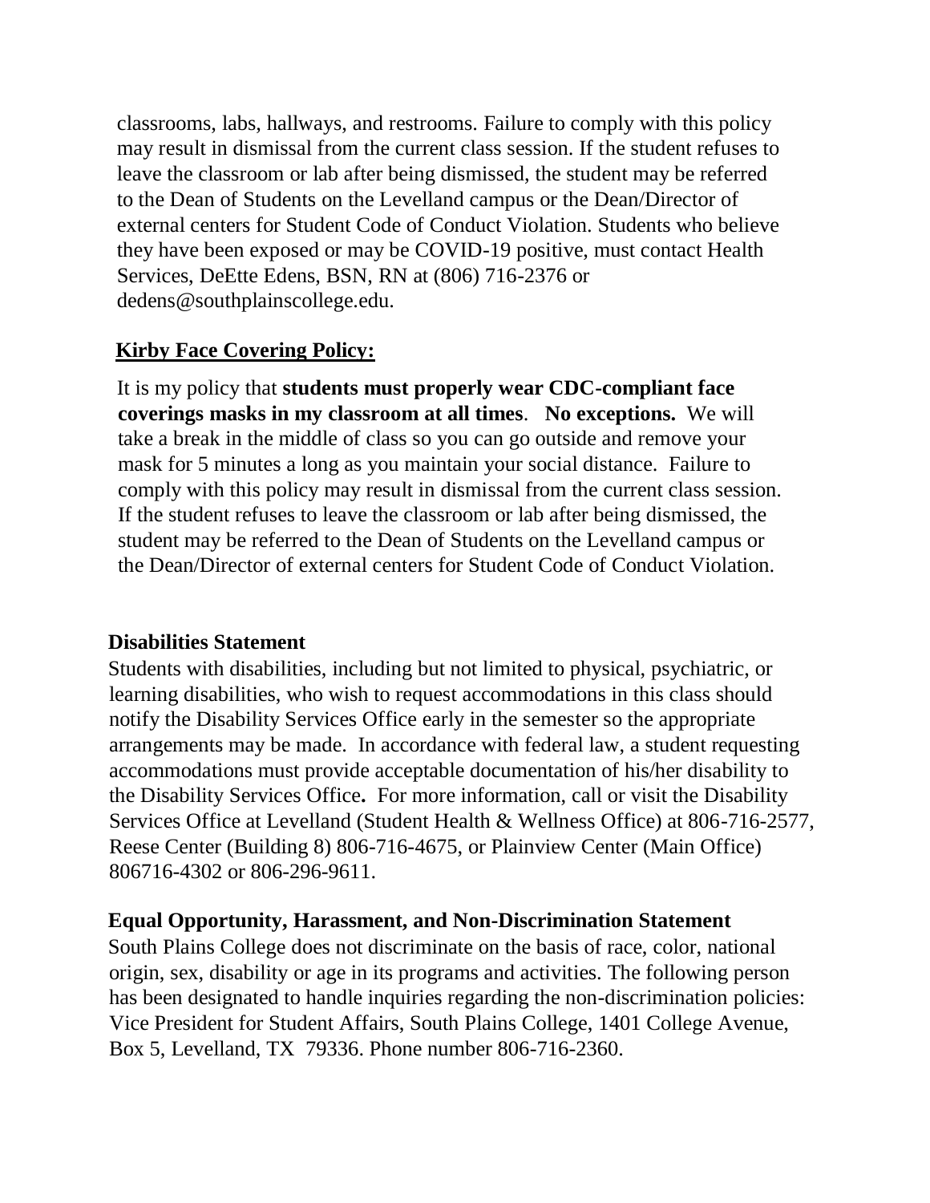classrooms, labs, hallways, and restrooms. Failure to comply with this policy may result in dismissal from the current class session. If the student refuses to leave the classroom or lab after being dismissed, the student may be referred to the Dean of Students on the Levelland campus or the Dean/Director of external centers for Student Code of Conduct Violation. Students who believe they have been exposed or may be COVID-19 positive, must contact Health Services, DeEtte Edens, BSN, RN at (806) 716-2376 or dedens@southplainscollege.edu.

**Kirby Face Covering Policy:**

It is my policy that **students must properly wear CDC-compliant face coverings masks in my classroom at all times**. **No exceptions.** We will take a break in the middle of class so you can go outside and remove your mask for 5 minutes a long as you maintain your social distance. Failure to comply with this policy may result in dismissal from the current class session. If the student refuses to leave the classroom or lab after being dismissed, the student may be referred to the Dean of Students on the Levelland campus or the Dean/Director of external centers for Student Code of Conduct Violation.

**Disabilities Statement**

Students with disabilities, including but not limited to physical, psychiatric, or learning disabilities, who wish to request accommodations in this class should notify the Disability Services Office early in the semester so the appropriate arrangements may be made. In accordance with federal law, a student requesting accommodations must provide acceptable documentation of his/her disability to the Disability Services Office**.** For more information, call or visit the Disability Services Office at Levelland (Student Health & Wellness Office) at 806-716-2577, Reese Center (Building 8) 806-716-4675, or Plainview Center (Main Office) 806716-4302 or 806-296-9611.

**Equal Opportunity, Harassment, and Non-Discrimination Statement**

South Plains College does not discriminate on the basis of race, color, national origin, sex, disability or age in its programs and activities. The following person has been designated to handle inquiries regarding the non-discrimination policies: Vice President for Student Affairs, South Plains College, 1401 College Avenue, Box 5, Levelland, TX 79336. Phone number 806-716-2360.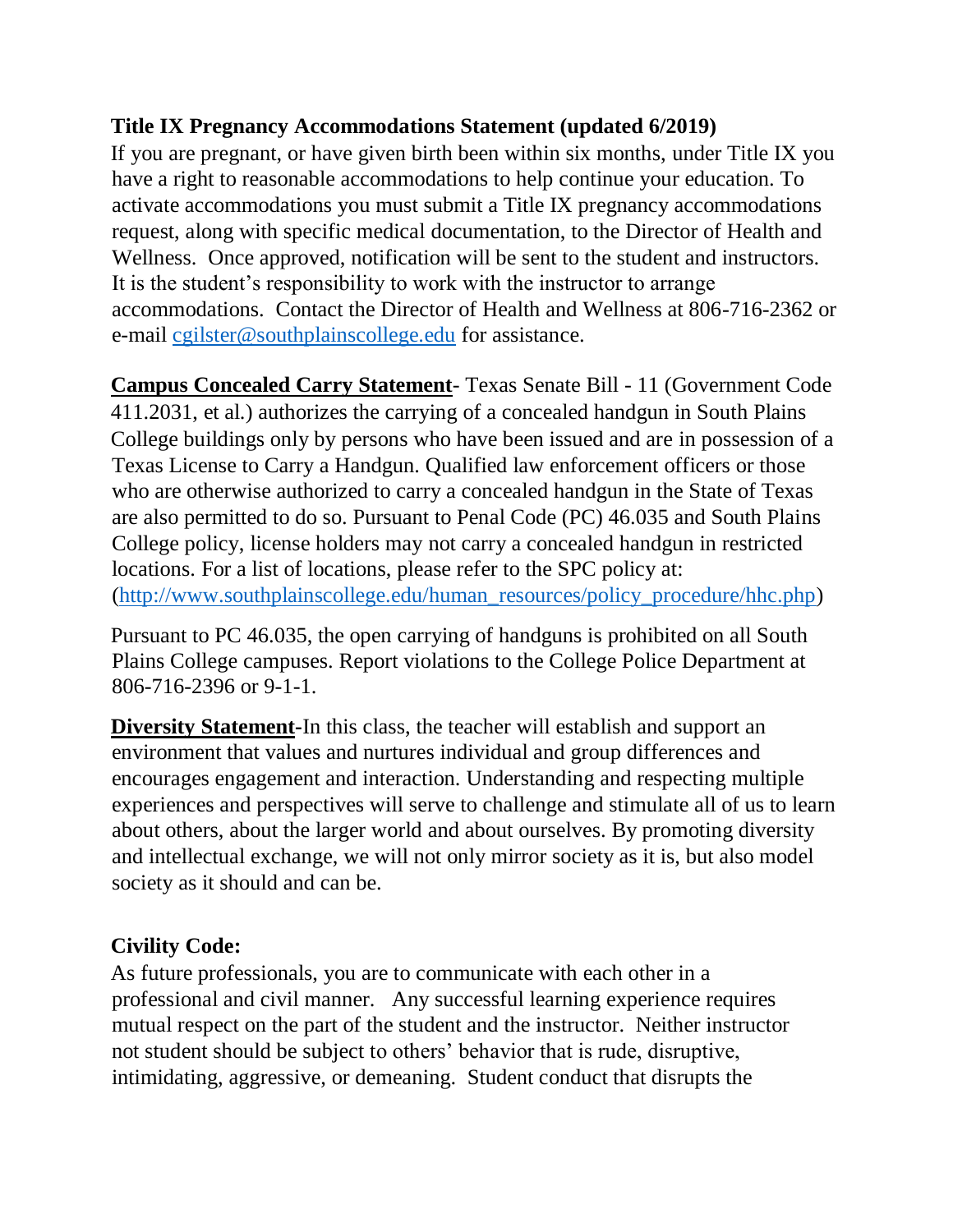**Title IX Pregnancy Accommodations Statement (updated 6/2019)**
If you are pregnant, or have given birth been within six months, under Title IX you have a right to reasonable accommodations to help continue your education. To activate accommodations you must submit a Title IX pregnancy accommodations request, along with specific medical documentation, to the Director of Health and Wellness. Once approved, notification will be sent to the student and instructors. It is the student's responsibility to work with the instructor to arrange accommodations. Contact the Director of Health and Wellness at 806-716-2362 or e-mail [cgilster@southplainscollege.edu](mailto:cgilster@southplainscollege.edu) for assistance.

**Campus Concealed Carry Statement**- Texas Senate Bill - 11 (Government Code 411.2031, et al.) authorizes the carrying of a concealed handgun in South Plains College buildings only by persons who have been issued and are in possession of a Texas License to Carry a Handgun. Qualified law enforcement officers or those who are otherwise authorized to carry a concealed handgun in the State of Texas are also permitted to do so. Pursuant to Penal Code (PC) 46.035 and South Plains College policy, license holders may not carry a concealed handgun in restricted locations. For a list of locations, please refer to the SPC policy at: (http://www.southplainscollege.edu/human_resources/policy_procedure/hhc.php)

Pursuant to PC 46.035, the open carrying of handguns is prohibited on all South Plains College campuses. Report violations to the College Police Department at 806-716-2396 or 9-1-1.

**Diversity Statement**-In this class, the teacher will establish and support an environment that values and nurtures individual and group differences and encourages engagement and interaction. Understanding and respecting multiple experiences and perspectives will serve to challenge and stimulate all of us to learn about others, about the larger world and about ourselves. By promoting diversity and intellectual exchange, we will not only mirror society as it is, but also model society as it should and can be.

**Civility Code:**
As future professionals, you are to communicate with each other in a professional and civil manner. Any successful learning experience requires mutual respect on the part of the student and the instructor. Neither instructor not student should be subject to others' behavior that is rude, disruptive, intimidating, aggressive, or demeaning. Student conduct that disrupts the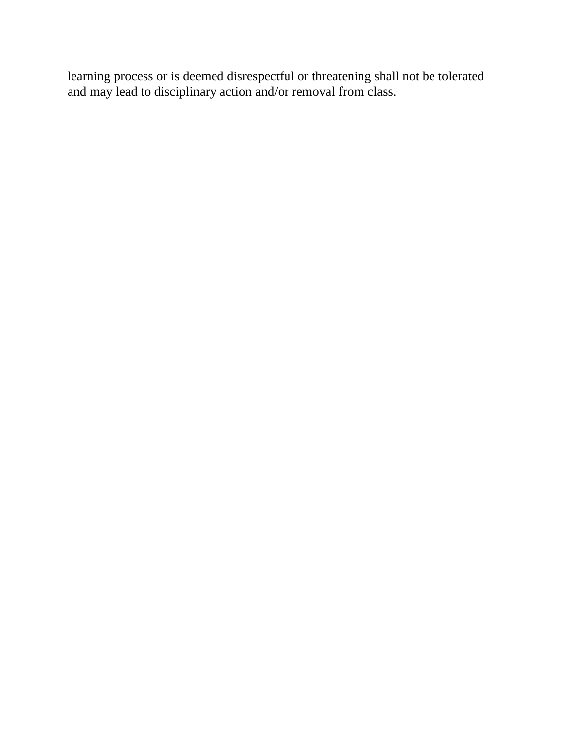learning process or is deemed disrespectful or threatening shall not be tolerated and may lead to disciplinary action and/or removal from class.